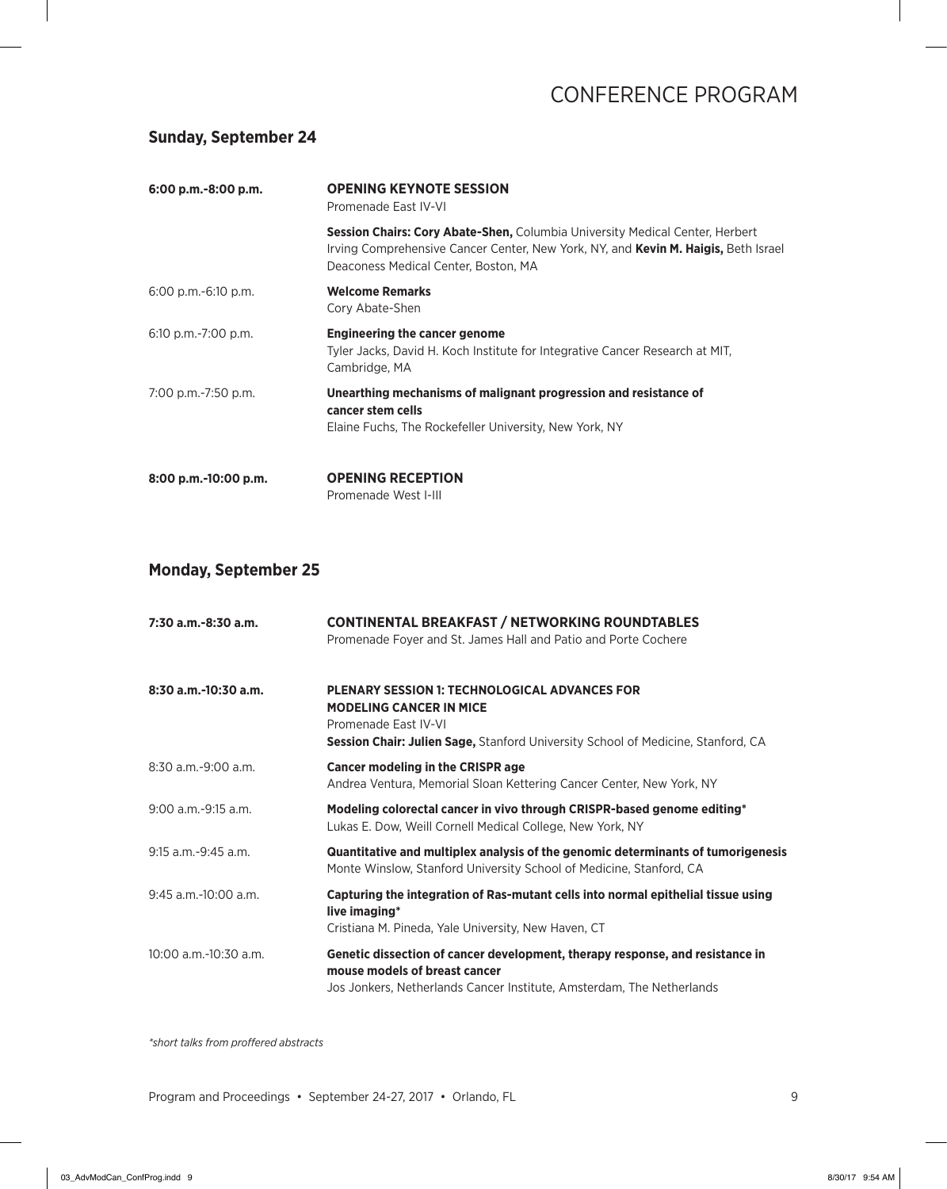# CONFERENCE PROGRAM

## Sunday, September 24

**6:00 p.m.-8:00 p.m.** **OPENING KEYNOTE SESSION**
Promenade East IV-VI

**Session Chairs: Cory Abate-Shen,** Columbia University Medical Center, Herbert Irving Comprehensive Cancer Center, New York, NY, and **Kevin M. Haigis,** Beth Israel Deaconess Medical Center, Boston, MA

6:00 p.m.-6:10 p.m. **Welcome Remarks**
Cory Abate-Shen

6:10 p.m.-7:00 p.m. **Engineering the cancer genome**
Tyler Jacks, David H. Koch Institute for Integrative Cancer Research at MIT, Cambridge, MA

7:00 p.m.-7:50 p.m. **Unearthing mechanisms of malignant progression and resistance of cancer stem cells**
Elaine Fuchs, The Rockefeller University, New York, NY

**8:00 p.m.-10:00 p.m.** **OPENING RECEPTION**
Promenade West I-III

## Monday, September 25

**7:30 a.m.-8:30 a.m.** **CONTINENTAL BREAKFAST / NETWORKING ROUNDTABLES**
Promenade Foyer and St. James Hall and Patio and Porte Cochere

**8:30 a.m.-10:30 a.m.** **PLENARY SESSION 1: TECHNOLOGICAL ADVANCES FOR MODELING CANCER IN MICE**
Promenade East IV-VI
**Session Chair: Julien Sage,** Stanford University School of Medicine, Stanford, CA

8:30 a.m.-9:00 a.m. **Cancer modeling in the CRISPR age**
Andrea Ventura, Memorial Sloan Kettering Cancer Center, New York, NY

9:00 a.m.-9:15 a.m. **Modeling colorectal cancer in vivo through CRISPR-based genome editing***
Lukas E. Dow, Weill Cornell Medical College, New York, NY

9:15 a.m.-9:45 a.m. **Quantitative and multiplex analysis of the genomic determinants of tumorigenesis**
Monte Winslow, Stanford University School of Medicine, Stanford, CA

9:45 a.m.-10:00 a.m. **Capturing the integration of Ras-mutant cells into normal epithelial tissue using live imaging***
Cristiana M. Pineda, Yale University, New Haven, CT

10:00 a.m.-10:30 a.m. **Genetic dissection of cancer development, therapy response, and resistance in mouse models of breast cancer**
Jos Jonkers, Netherlands Cancer Institute, Amsterdam, The Netherlands

*\*short talks from proffered abstracts*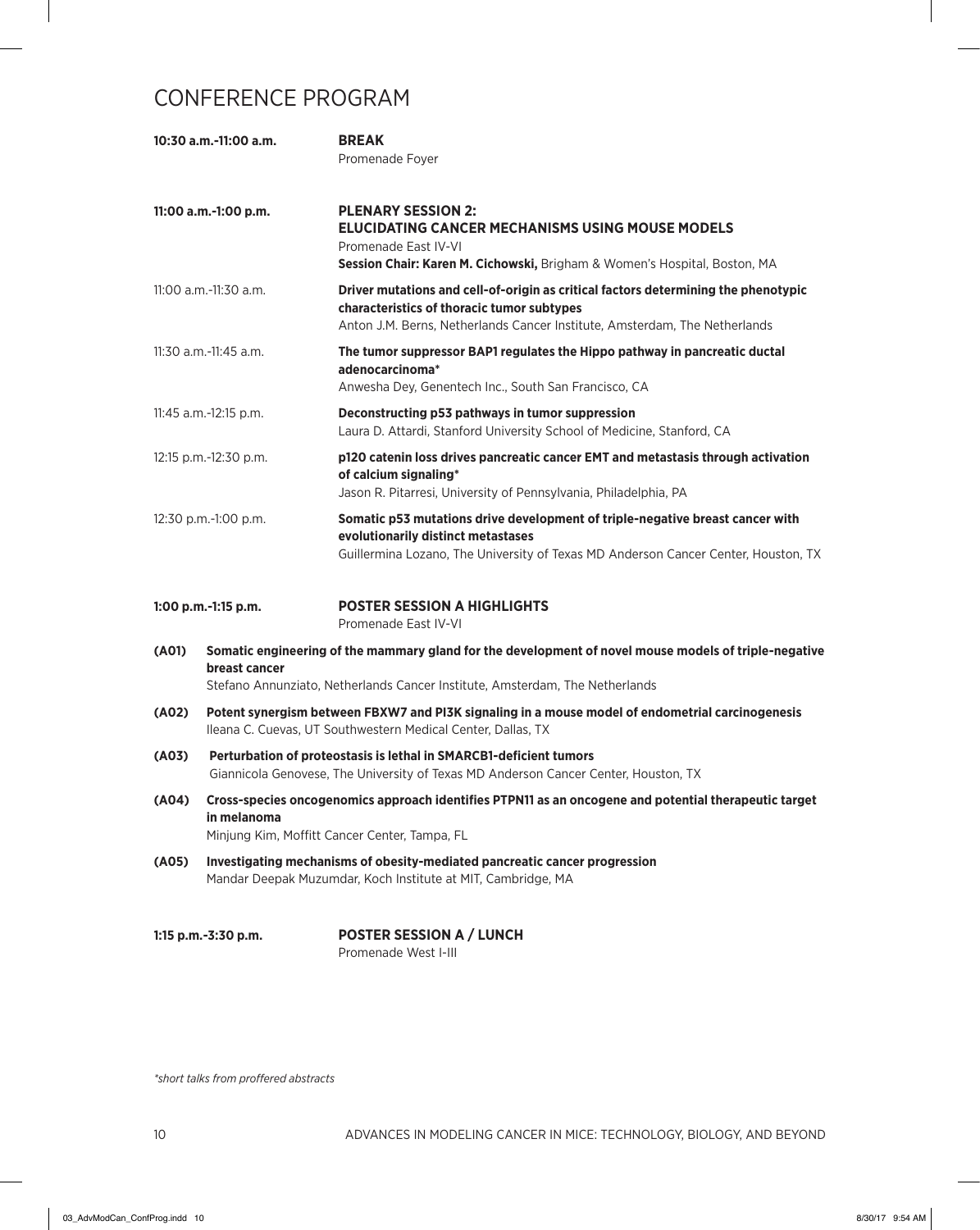## CONFERENCE PROGRAM

**10:30 a.m.-11:00 a.m.** **BREAK**
Promenade Foyer

**11:00 a.m.-1:00 p.m.** **PLENARY SESSION 2: ELUCIDATING CANCER MECHANISMS USING MOUSE MODELS**
Promenade East IV-VI
**Session Chair: Karen M. Cichowski,** Brigham & Women's Hospital, Boston, MA

11:00 a.m.-11:30 a.m. **Driver mutations and cell-of-origin as critical factors determining the phenotypic characteristics of thoracic tumor subtypes**
Anton J.M. Berns, Netherlands Cancer Institute, Amsterdam, The Netherlands

11:30 a.m.-11:45 a.m. **The tumor suppressor BAP1 regulates the Hippo pathway in pancreatic ductal adenocarcinoma***
Anwesha Dey, Genentech Inc., South San Francisco, CA

11:45 a.m.-12:15 p.m. **Deconstructing p53 pathways in tumor suppression**
Laura D. Attardi, Stanford University School of Medicine, Stanford, CA

12:15 p.m.-12:30 p.m. **p120 catenin loss drives pancreatic cancer EMT and metastasis through activation of calcium signaling***
Jason R. Pitarresi, University of Pennsylvania, Philadelphia, PA

12:30 p.m.-1:00 p.m. **Somatic p53 mutations drive development of triple-negative breast cancer with evolutionarily distinct metastases**
Guillermina Lozano, The University of Texas MD Anderson Cancer Center, Houston, TX

**1:00 p.m.-1:15 p.m.** **POSTER SESSION A HIGHLIGHTS**
Promenade East IV-VI

**(A01)** **Somatic engineering of the mammary gland for the development of novel mouse models of triple-negative breast cancer**
Stefano Annunziato, Netherlands Cancer Institute, Amsterdam, The Netherlands

**(A02)** **Potent synergism between FBXW7 and PI3K signaling in a mouse model of endometrial carcinogenesis**
Ileana C. Cuevas, UT Southwestern Medical Center, Dallas, TX

**(A03)** **Perturbation of proteostasis is lethal in SMARCB1-deficient tumors**
Giannicola Genovese, The University of Texas MD Anderson Cancer Center, Houston, TX

**(A04)** **Cross-species oncogenomics approach identifies PTPN11 as an oncogene and potential therapeutic target in melanoma**
Minjung Kim, Moffitt Cancer Center, Tampa, FL

**(A05)** **Investigating mechanisms of obesity-mediated pancreatic cancer progression**
Mandar Deepak Muzumdar, Koch Institute at MIT, Cambridge, MA

**1:15 p.m.-3:30 p.m.** **POSTER SESSION A / LUNCH**
Promenade West I-III

*\*short talks from proffered abstracts*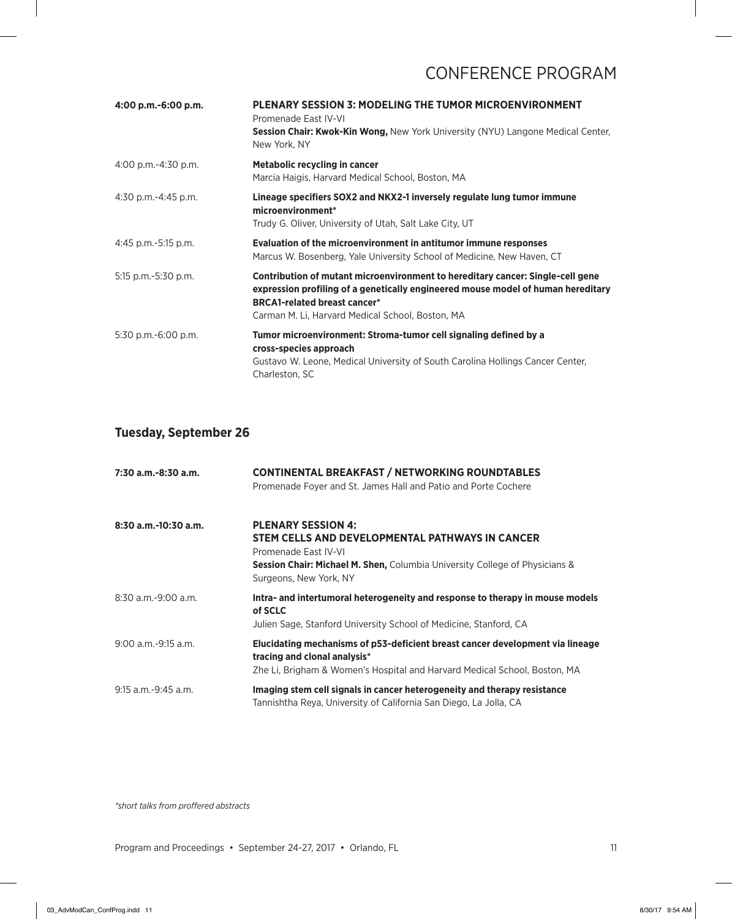# CONFERENCE PROGRAM

**4:00 p.m.-6:00 p.m.** — **PLENARY SESSION 3: MODELING THE TUMOR MICROENVIRONMENT**
Promenade East IV-VI
**Session Chair: Kwok-Kin Wong,** New York University (NYU) Langone Medical Center, New York, NY

4:00 p.m.-4:30 p.m. — **Metabolic recycling in cancer**
Marcia Haigis, Harvard Medical School, Boston, MA

4:30 p.m.-4:45 p.m. — **Lineage specifiers SOX2 and NKX2-1 inversely regulate lung tumor immune microenvironment***
Trudy G. Oliver, University of Utah, Salt Lake City, UT

4:45 p.m.-5:15 p.m. — **Evaluation of the microenvironment in antitumor immune responses**
Marcus W. Bosenberg, Yale University School of Medicine, New Haven, CT

5:15 p.m.-5:30 p.m. — **Contribution of mutant microenvironment to hereditary cancer: Single-cell gene expression profiling of a genetically engineered mouse model of human hereditary BRCA1-related breast cancer***
Carman M. Li, Harvard Medical School, Boston, MA

5:30 p.m.-6:00 p.m. — **Tumor microenvironment: Stroma-tumor cell signaling defined by a cross-species approach**
Gustavo W. Leone, Medical University of South Carolina Hollings Cancer Center, Charleston, SC

## Tuesday, September 26

**7:30 a.m.-8:30 a.m.** — **CONTINENTAL BREAKFAST / NETWORKING ROUNDTABLES**
Promenade Foyer and St. James Hall and Patio and Porte Cochere

**8:30 a.m.-10:30 a.m.** — **PLENARY SESSION 4: STEM CELLS AND DEVELOPMENTAL PATHWAYS IN CANCER**
Promenade East IV-VI
**Session Chair: Michael M. Shen,** Columbia University College of Physicians & Surgeons, New York, NY

8:30 a.m.-9:00 a.m. — **Intra- and intertumoral heterogeneity and response to therapy in mouse models of SCLC**
Julien Sage, Stanford University School of Medicine, Stanford, CA

9:00 a.m.-9:15 a.m. — **Elucidating mechanisms of p53-deficient breast cancer development via lineage tracing and clonal analysis***
Zhe Li, Brigham & Women's Hospital and Harvard Medical School, Boston, MA

9:15 a.m.-9:45 a.m. — **Imaging stem cell signals in cancer heterogeneity and therapy resistance**
Tannishtha Reya, University of California San Diego, La Jolla, CA

*\*short talks from proffered abstracts*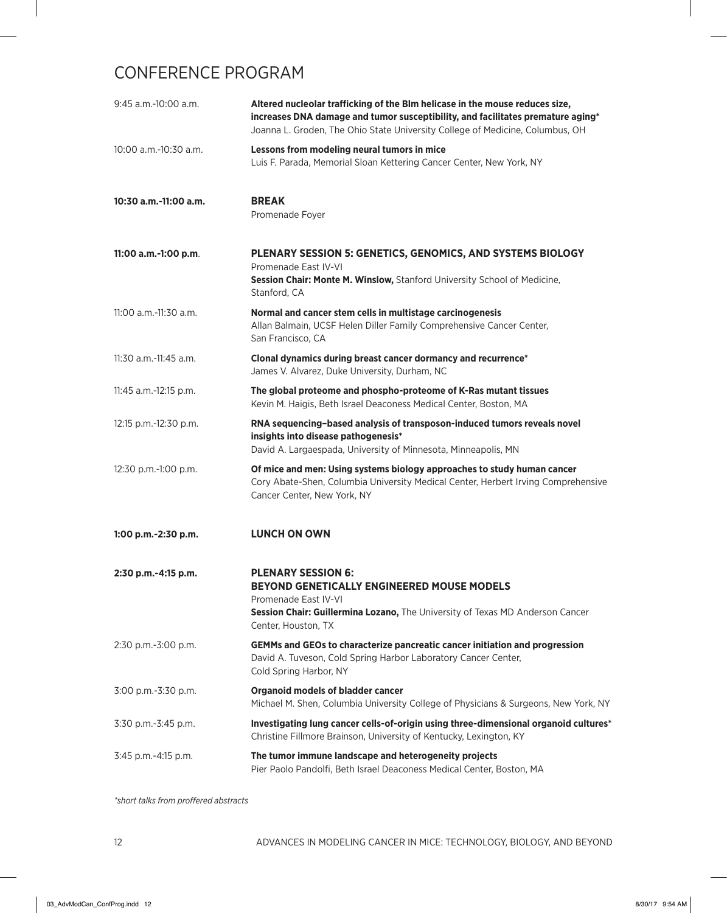# CONFERENCE PROGRAM

9:45 a.m.-10:00 a.m. **Altered nucleolar trafficking of the Blm helicase in the mouse reduces size, increases DNA damage and tumor susceptibility, and facilitates premature aging***
Joanna L. Groden, The Ohio State University College of Medicine, Columbus, OH

10:00 a.m.-10:30 a.m. **Lessons from modeling neural tumors in mice**
Luis F. Parada, Memorial Sloan Kettering Cancer Center, New York, NY

**10:30 a.m.-11:00 a.m.** **BREAK**
Promenade Foyer

**11:00 a.m.-1:00 p.m**. **PLENARY SESSION 5: GENETICS, GENOMICS, AND SYSTEMS BIOLOGY**
Promenade East IV-VI
**Session Chair: Monte M. Winslow,** Stanford University School of Medicine, Stanford, CA

11:00 a.m.-11:30 a.m. **Normal and cancer stem cells in multistage carcinogenesis**
Allan Balmain, UCSF Helen Diller Family Comprehensive Cancer Center, San Francisco, CA

11:30 a.m.-11:45 a.m. **Clonal dynamics during breast cancer dormancy and recurrence***
James V. Alvarez, Duke University, Durham, NC

11:45 a.m.-12:15 p.m. **The global proteome and phospho-proteome of K-Ras mutant tissues**
Kevin M. Haigis, Beth Israel Deaconess Medical Center, Boston, MA

12:15 p.m.-12:30 p.m. **RNA sequencing–based analysis of transposon-induced tumors reveals novel insights into disease pathogenesis***
David A. Largaespada, University of Minnesota, Minneapolis, MN

12:30 p.m.-1:00 p.m. **Of mice and men: Using systems biology approaches to study human cancer**
Cory Abate-Shen, Columbia University Medical Center, Herbert Irving Comprehensive Cancer Center, New York, NY

**1:00 p.m.-2:30 p.m.** **LUNCH ON OWN**

**2:30 p.m.-4:15 p.m.** **PLENARY SESSION 6: BEYOND GENETICALLY ENGINEERED MOUSE MODELS**
Promenade East IV-VI
**Session Chair: Guillermina Lozano,** The University of Texas MD Anderson Cancer Center, Houston, TX

2:30 p.m.-3:00 p.m. **GEMMs and GEOs to characterize pancreatic cancer initiation and progression**
David A. Tuveson, Cold Spring Harbor Laboratory Cancer Center, Cold Spring Harbor, NY

3:00 p.m.-3:30 p.m. **Organoid models of bladder cancer**
Michael M. Shen, Columbia University College of Physicians & Surgeons, New York, NY

3:30 p.m.-3:45 p.m. **Investigating lung cancer cells-of-origin using three-dimensional organoid cultures***
Christine Fillmore Brainson, University of Kentucky, Lexington, KY

3:45 p.m.-4:15 p.m. **The tumor immune landscape and heterogeneity projects**
Pier Paolo Pandolfi, Beth Israel Deaconess Medical Center, Boston, MA

*\*short talks from proffered abstracts*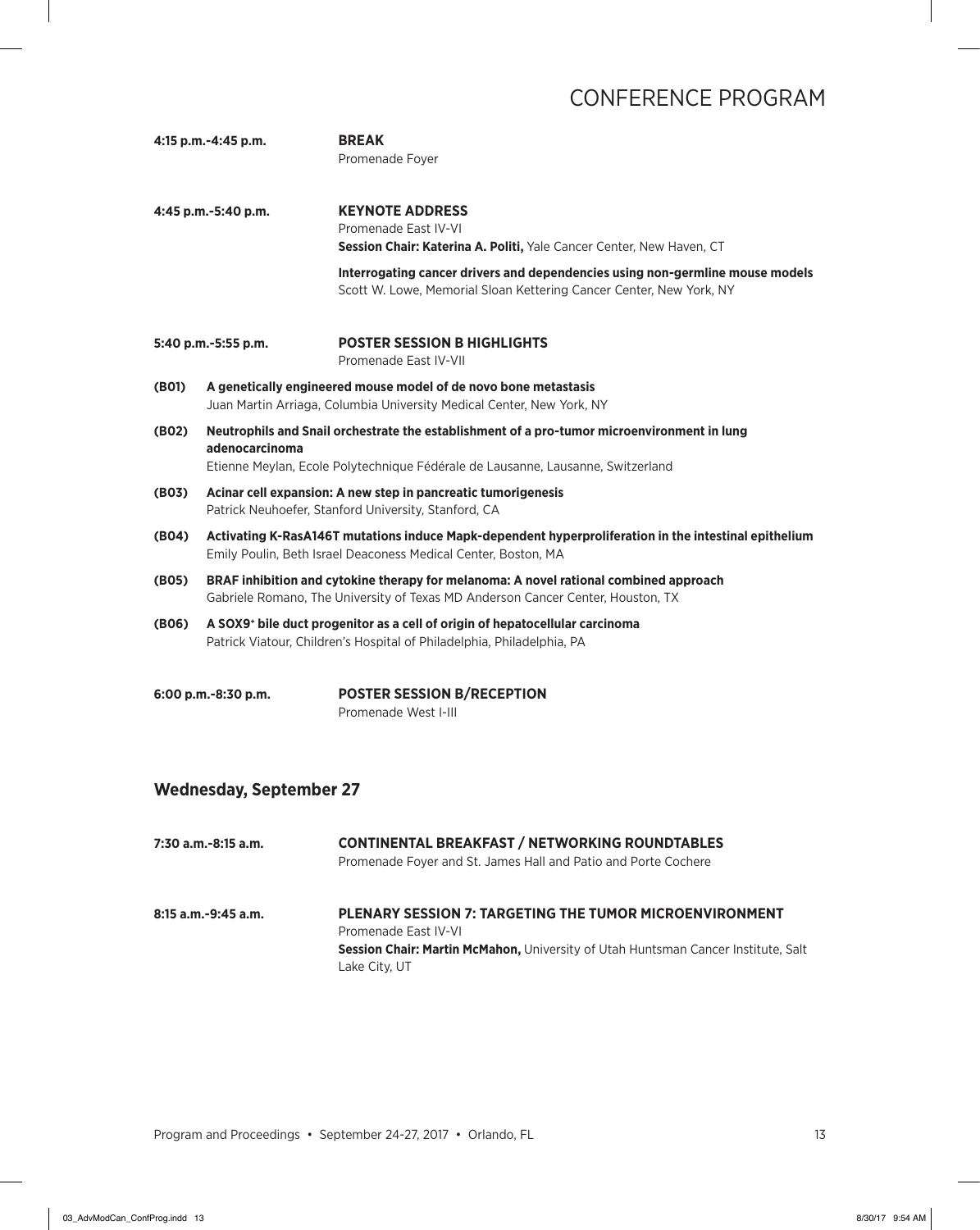# CONFERENCE PROGRAM

**4:15 p.m.-4:45 p.m.** **BREAK**
Promenade Foyer

**4:45 p.m.-5:40 p.m.** **KEYNOTE ADDRESS**
Promenade East IV-VI
**Session Chair: Katerina A. Politi,** Yale Cancer Center, New Haven, CT

**Interrogating cancer drivers and dependencies using non-germline mouse models**
Scott W. Lowe, Memorial Sloan Kettering Cancer Center, New York, NY

**5:40 p.m.-5:55 p.m.** **POSTER SESSION B HIGHLIGHTS**
Promenade East IV-VII

**(B01)** **A genetically engineered mouse model of de novo bone metastasis**
Juan Martin Arriaga, Columbia University Medical Center, New York, NY

**(B02)** **Neutrophils and Snail orchestrate the establishment of a pro-tumor microenvironment in lung adenocarcinoma**
Etienne Meylan, Ecole Polytechnique Fédérale de Lausanne, Lausanne, Switzerland

**(B03)** **Acinar cell expansion: A new step in pancreatic tumorigenesis**
Patrick Neuhoefer, Stanford University, Stanford, CA

**(B04)** **Activating K-RasA146T mutations induce Mapk-dependent hyperproliferation in the intestinal epithelium**
Emily Poulin, Beth Israel Deaconess Medical Center, Boston, MA

**(B05)** **BRAF inhibition and cytokine therapy for melanoma: A novel rational combined approach**
Gabriele Romano, The University of Texas MD Anderson Cancer Center, Houston, TX

**(B06)** **A SOX9$^+$ bile duct progenitor as a cell of origin of hepatocellular carcinoma**
Patrick Viatour, Children's Hospital of Philadelphia, Philadelphia, PA

**6:00 p.m.-8:30 p.m.** **POSTER SESSION B/RECEPTION**
Promenade West I-III

## Wednesday, September 27

**7:30 a.m.-8:15 a.m.** **CONTINENTAL BREAKFAST / NETWORKING ROUNDTABLES**
Promenade Foyer and St. James Hall and Patio and Porte Cochere

**8:15 a.m.-9:45 a.m.** **PLENARY SESSION 7: TARGETING THE TUMOR MICROENVIRONMENT**
Promenade East IV-VI
**Session Chair: Martin McMahon,** University of Utah Huntsman Cancer Institute, Salt Lake City, UT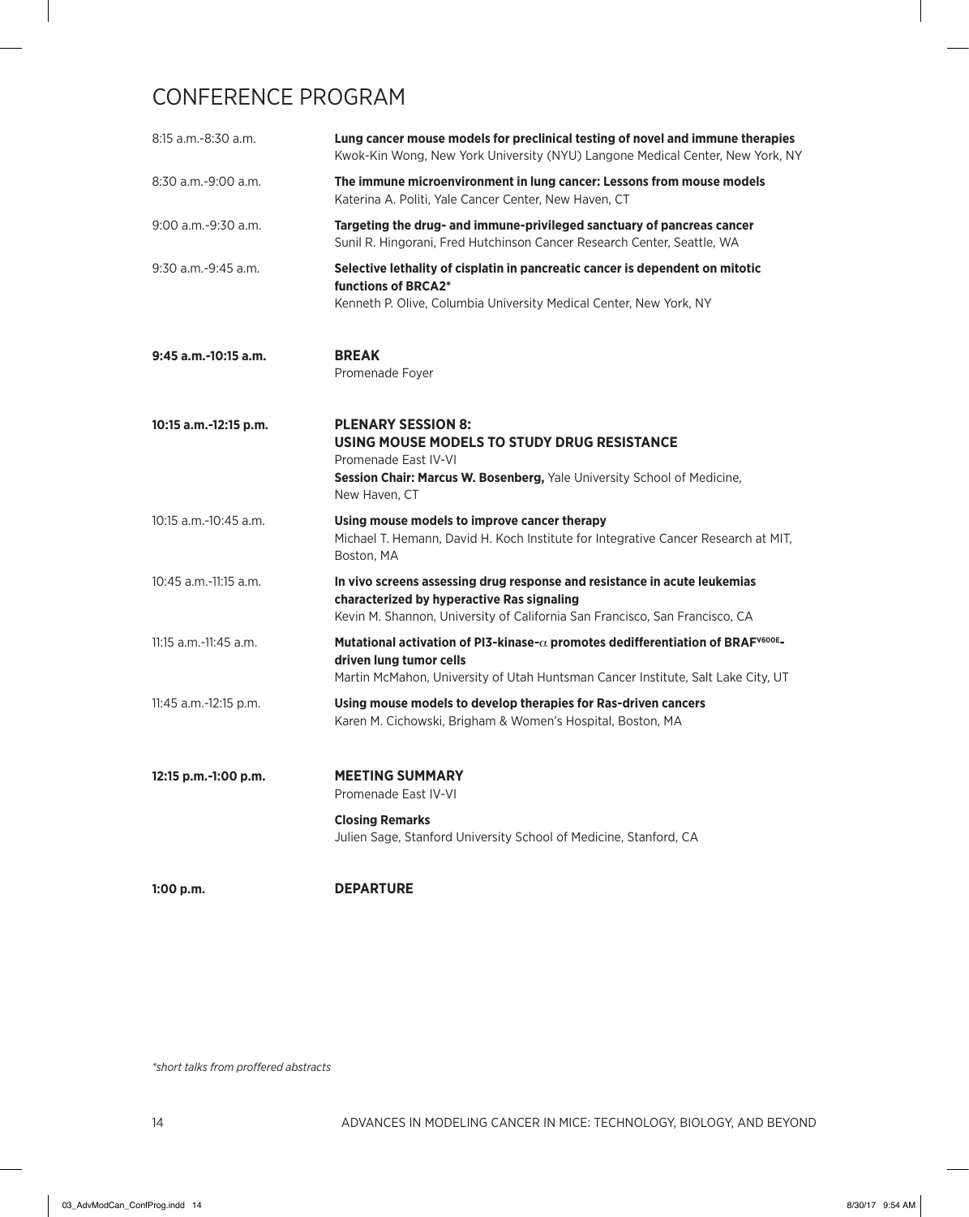# CONFERENCE PROGRAM

| | |
|---|---|
| 8:15 a.m.-8:30 a.m. | **Lung cancer mouse models for preclinical testing of novel and immune therapies**<br>Kwok-Kin Wong, New York University (NYU) Langone Medical Center, New York, NY |
| 8:30 a.m.-9:00 a.m. | **The immune microenvironment in lung cancer: Lessons from mouse models**<br>Katerina A. Politi, Yale Cancer Center, New Haven, CT |
| 9:00 a.m.-9:30 a.m. | **Targeting the drug- and immune-privileged sanctuary of pancreas cancer**<br>Sunil R. Hingorani, Fred Hutchinson Cancer Research Center, Seattle, WA |
| 9:30 a.m.-9:45 a.m. | **Selective lethality of cisplatin in pancreatic cancer is dependent on mitotic functions of BRCA2***<br>Kenneth P. Olive, Columbia University Medical Center, New York, NY |
| **9:45 a.m.-10:15 a.m.** | **BREAK**<br>Promenade Foyer |
| **10:15 a.m.-12:15 p.m.** | **PLENARY SESSION 8:**<br>**USING MOUSE MODELS TO STUDY DRUG RESISTANCE**<br>Promenade East IV-VI<br>**Session Chair: Marcus W. Bosenberg,** Yale University School of Medicine, New Haven, CT |
| 10:15 a.m.-10:45 a.m. | **Using mouse models to improve cancer therapy**<br>Michael T. Hemann, David H. Koch Institute for Integrative Cancer Research at MIT, Boston, MA |
| 10:45 a.m.-11:15 a.m. | **In vivo screens assessing drug response and resistance in acute leukemias characterized by hyperactive Ras signaling**<br>Kevin M. Shannon, University of California San Francisco, San Francisco, CA |
| 11:15 a.m.-11:45 a.m. | **Mutational activation of PI3-kinase-$\alpha$ promotes dedifferentiation of $BRAF^{V600E}$-driven lung tumor cells**<br>Martin McMahon, University of Utah Huntsman Cancer Institute, Salt Lake City, UT |
| 11:45 a.m.-12:15 p.m. | **Using mouse models to develop therapies for Ras-driven cancers**<br>Karen M. Cichowski, Brigham & Women's Hospital, Boston, MA |
| **12:15 p.m.-1:00 p.m.** | **MEETING SUMMARY**<br>Promenade East IV-VI<br><br>**Closing Remarks**<br>Julien Sage, Stanford University School of Medicine, Stanford, CA |
| **1:00 p.m.** | **DEPARTURE** |

*short talks from proffered abstracts